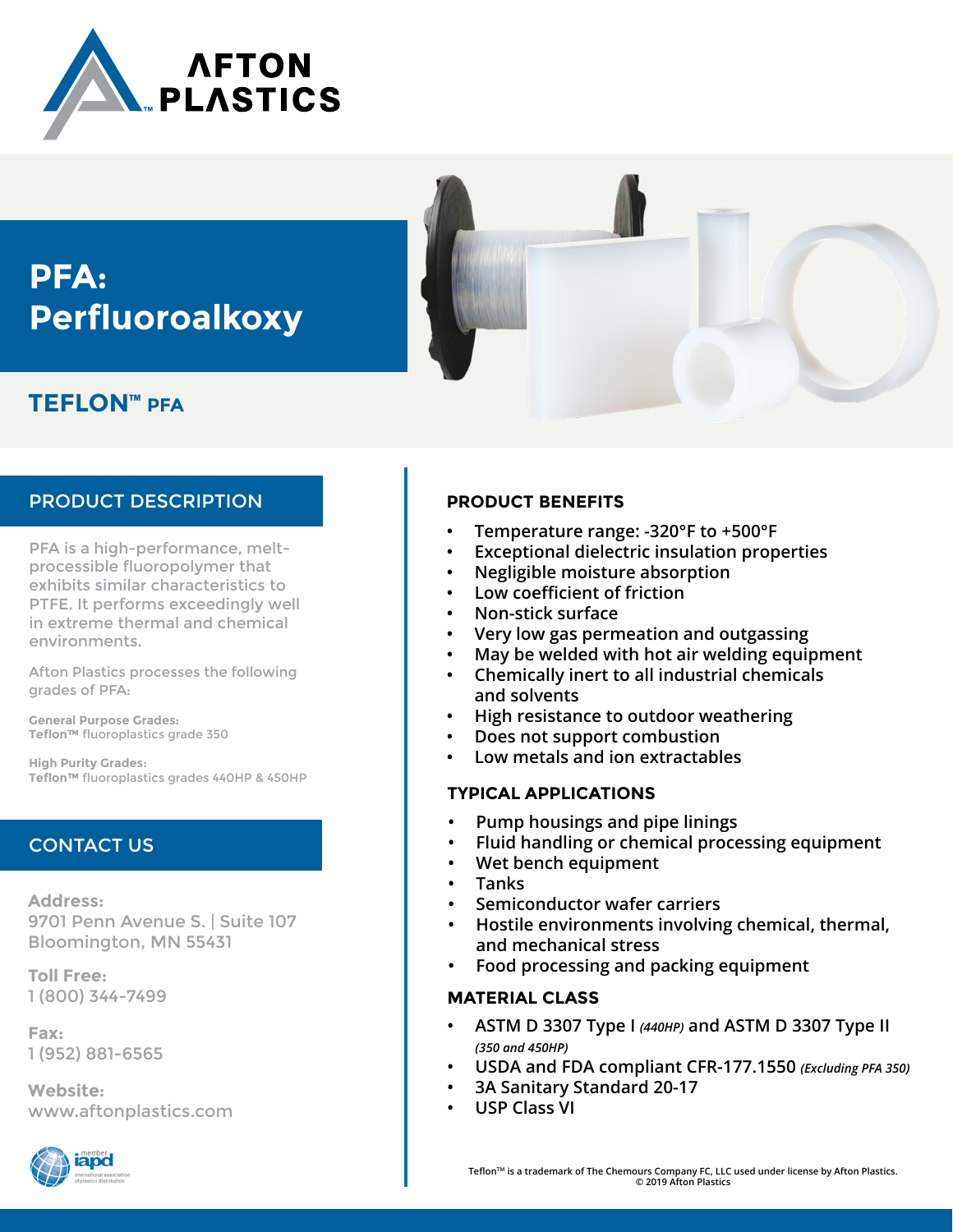AFTON PLASTICS

# PFA: Perfluoroalkoxy

## TEFLON™ PFA

## PRODUCT DESCRIPTION

PFA is a high-performance, melt-processible fluoropolymer that exhibits similar characteristics to PTFE. It performs exceedingly well in extreme thermal and chemical environments.

Afton Plastics processes the following grades of PFA:

**General Purpose Grades:**
**Teflon™** fluoroplastics grade 350

**High Purity Grades:**
**Teflon™** fluoroplastics grades 440HP & 450HP

## CONTACT US

**Address:**
9701 Penn Avenue S. | Suite 107
Bloomington, MN 55431

**Toll Free:**
1 (800) 344-7499

**Fax:**
1 (952) 881-6565

**Website:**
www.aftonplastics.com

member iapd international association of plastics distribution

### PRODUCT BENEFITS

- Temperature range: -320°F to +500°F
- Exceptional dielectric insulation properties
- Negligible moisture absorption
- Low coefficient of friction
- Non-stick surface
- Very low gas permeation and outgassing
- May be welded with hot air welding equipment
- Chemically inert to all industrial chemicals and solvents
- High resistance to outdoor weathering
- Does not support combustion
- Low metals and ion extractables

### TYPICAL APPLICATIONS

- Pump housings and pipe linings
- Fluid handling or chemical processing equipment
- Wet bench equipment
- Tanks
- Semiconductor wafer carriers
- Hostile environments involving chemical, thermal, and mechanical stress
- Food processing and packing equipment

### MATERIAL CLASS

- ASTM D 3307 Type I *(440HP)* and ASTM D 3307 Type II *(350 and 450HP)*
- USDA and FDA compliant CFR-177.1550 *(Excluding PFA 350)*
- 3A Sanitary Standard 20-17
- USP Class VI

Teflon™ is a trademark of The Chemours Company FC, LLC used under license by Afton Plastics.
© 2019 Afton Plastics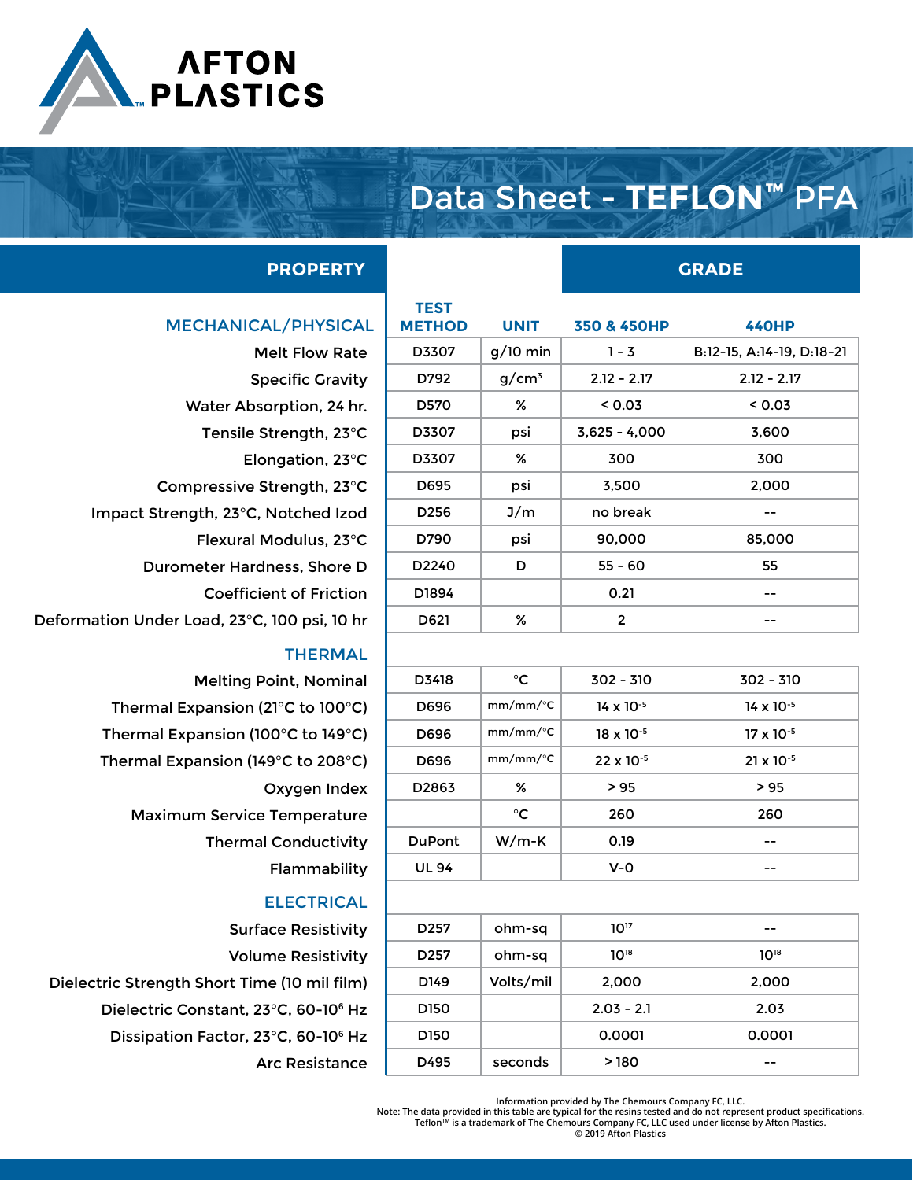# Data Sheet - TEFLON™ PFA

| PROPERTY | | | GRADE | |
|---|---|---|---|---|
| **MECHANICAL/PHYSICAL** | **TEST METHOD** | **UNIT** | **350 & 450HP** | **440HP** |
| Melt Flow Rate | D3307 | g/10 min | 1 - 3 | B:12-15, A:14-19, D:18-21 |
| Specific Gravity | D792 | $g/cm^3$ | 2.12 - 2.17 | 2.12 - 2.17 |
| Water Absorption, 24 hr. | D570 | % | < 0.03 | < 0.03 |
| Tensile Strength, 23°C | D3307 | psi | 3,625 - 4,000 | 3,600 |
| Elongation, 23°C | D3307 | % | 300 | 300 |
| Compressive Strength, 23°C | D695 | psi | 3,500 | 2,000 |
| Impact Strength, 23°C, Notched Izod | D256 | J/m | no break | -- |
| Flexural Modulus, 23°C | D790 | psi | 90,000 | 85,000 |
| Durometer Hardness, Shore D | D2240 | D | 55 - 60 | 55 |
| Coefficient of Friction | D1894 | | 0.21 | -- |
| Deformation Under Load, 23°C, 100 psi, 10 hr | D621 | % | 2 | -- |
| **THERMAL** | | | | |
| Melting Point, Nominal | D3418 | °C | 302 - 310 | 302 - 310 |
| Thermal Expansion (21°C to 100°C) | D696 | mm/mm/°C | $14 \times 10^{-5}$ | $14 \times 10^{-5}$ |
| Thermal Expansion (100°C to 149°C) | D696 | mm/mm/°C | $18 \times 10^{-5}$ | $17 \times 10^{-5}$ |
| Thermal Expansion (149°C to 208°C) | D696 | mm/mm/°C | $22 \times 10^{-5}$ | $21 \times 10^{-5}$ |
| Oxygen Index | D2863 | % | > 95 | > 95 |
| Maximum Service Temperature | | °C | 260 | 260 |
| Thermal Conductivity | DuPont | W/m-K | 0.19 | -- |
| Flammability | UL 94 | | V-0 | -- |
| **ELECTRICAL** | | | | |
| Surface Resistivity | D257 | ohm-sq | $10^{17}$ | -- |
| Volume Resistivity | D257 | ohm-sq | $10^{18}$ | $10^{18}$ |
| Dielectric Strength Short Time (10 mil film) | D149 | Volts/mil | 2,000 | 2,000 |
| Dielectric Constant, 23°C, 60-$10^6$ Hz | D150 | | 2.03 - 2.1 | 2.03 |
| Dissipation Factor, 23°C, 60-$10^6$ Hz | D150 | | 0.0001 | 0.0001 |
| Arc Resistance | D495 | seconds | > 180 | -- |

Information provided by The Chemours Company FC, LLC.
Note: The data provided in this table are typical for the resins tested and do not represent product specifications.
Teflon™ is a trademark of The Chemours Company FC, LLC used under license by Afton Plastics.
© 2019 Afton Plastics